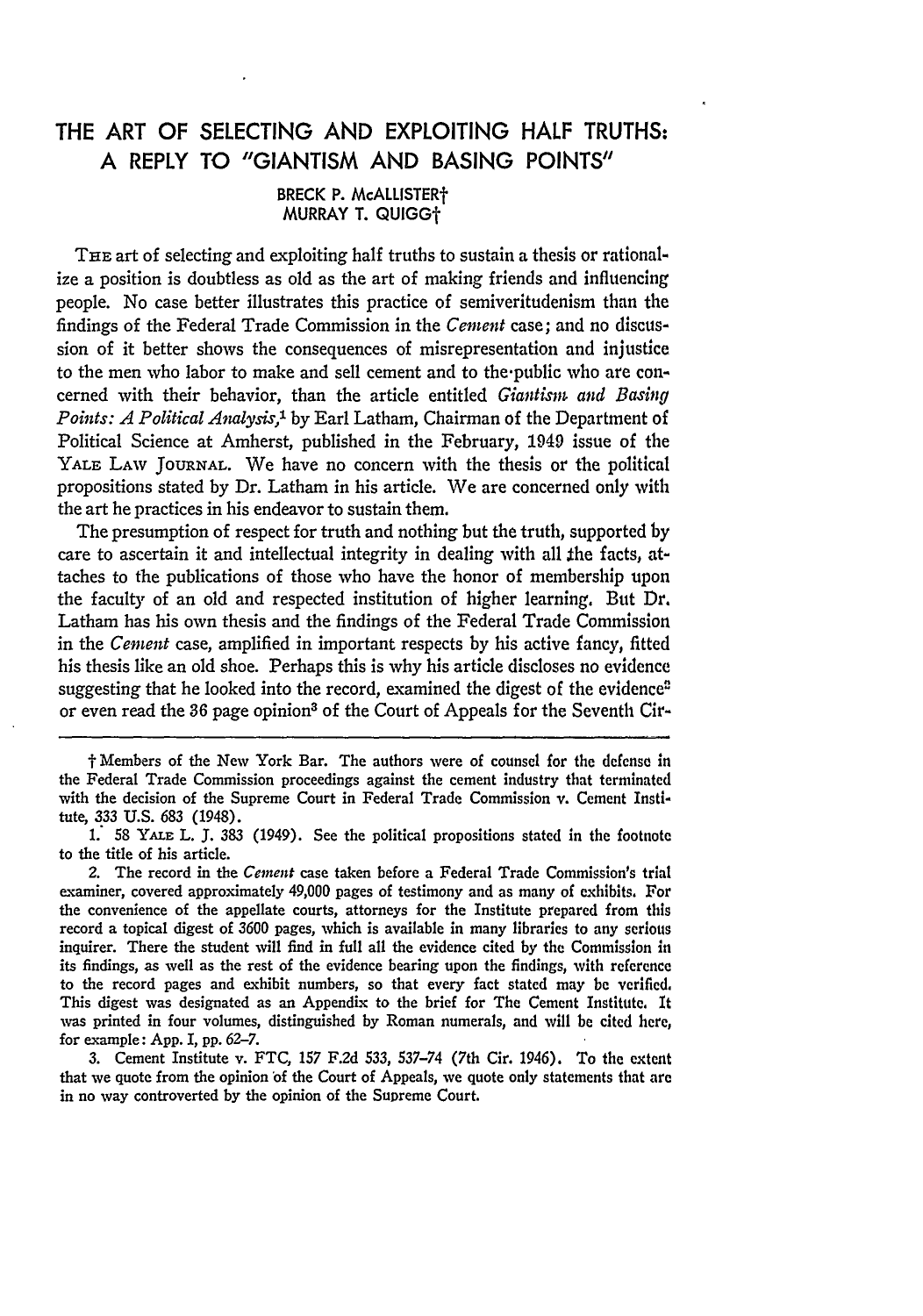# THE ART OF SELECTING AND EXPLOITING HALF TRUTHS: A REPLY TO "GIANTISM AND BASING POINTS"

BRECK P. McALLISTER†
MURRAY T. QUIGG†

THE art of selecting and exploiting half truths to sustain a thesis or rationalize a position is doubtless as old as the art of making friends and influencing people. No case better illustrates this practice of semiveritudenism than the findings of the Federal Trade Commission in the *Cement* case; and no discussion of it better shows the consequences of misrepresentation and injustice to the men who labor to make and sell cement and to the public who are concerned with their behavior, than the article entitled *Giantism and Basing Points: A Political Analysis*,[1] by Earl Latham, Chairman of the Department of Political Science at Amherst, published in the February, 1949 issue of the YALE LAW JOURNAL. We have no concern with the thesis or the political propositions stated by Dr. Latham in his article. We are concerned only with the art he practices in his endeavor to sustain them.

The presumption of respect for truth and nothing but the truth, supported by care to ascertain it and intellectual integrity in dealing with all the facts, attaches to the publications of those who have the honor of membership upon the faculty of an old and respected institution of higher learning. But Dr. Latham has his own thesis and the findings of the Federal Trade Commission in the *Cement* case, amplified in important respects by his active fancy, fitted his thesis like an old shoe. Perhaps this is why his article discloses no evidence suggesting that he looked into the record, examined the digest of the evidence[2] or even read the 36 page opinion[3] of the Court of Appeals for the Seventh Cir-

---

† Members of the New York Bar. The authors were of counsel for the defense in the Federal Trade Commission proceedings against the cement industry that terminated with the decision of the Supreme Court in Federal Trade Commission v. Cement Institute, 333 U.S. 683 (1948).

1. 58 YALE L. J. 383 (1949). See the political propositions stated in the footnote to the title of his article.

2. The record in the *Cement* case taken before a Federal Trade Commission's trial examiner, covered approximately 49,000 pages of testimony and as many of exhibits. For the convenience of the appellate courts, attorneys for the Institute prepared from this record a topical digest of 3600 pages, which is available in many libraries to any serious inquirer. There the student will find in full all the evidence cited by the Commission in its findings, as well as the rest of the evidence bearing upon the findings, with reference to the record pages and exhibit numbers, so that every fact stated may be verified. This digest was designated as an Appendix to the brief for The Cement Institute. It was printed in four volumes, distinguished by Roman numerals, and will be cited here, for example: App. I, pp. 62–7.

3. Cement Institute v. FTC, 157 F.2d 533, 537–74 (7th Cir. 1946). To the extent that we quote from the opinion of the Court of Appeals, we quote only statements that are in no way controverted by the opinion of the Supreme Court.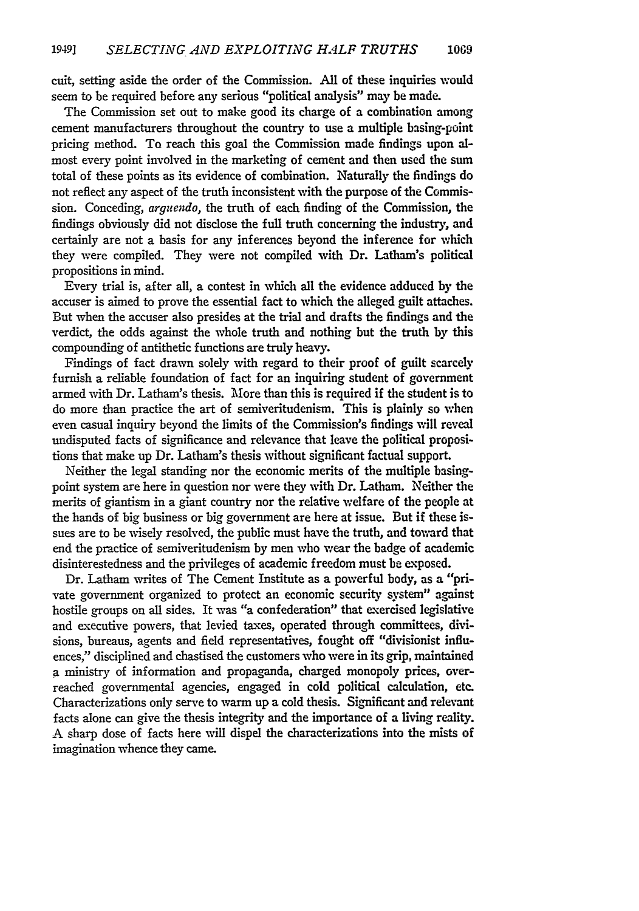cuit, setting aside the order of the Commission. All of these inquiries would seem to be required before any serious "political analysis" may be made.

The Commission set out to make good its charge of a combination among cement manufacturers throughout the country to use a multiple basing-point pricing method. To reach this goal the Commission made findings upon almost every point involved in the marketing of cement and then used the sum total of these points as its evidence of combination. Naturally the findings do not reflect any aspect of the truth inconsistent with the purpose of the Commission. Conceding, *arguendo*, the truth of each finding of the Commission, the findings obviously did not disclose the full truth concerning the industry, and certainly are not a basis for any inferences beyond the inference for which they were compiled. They were not compiled with Dr. Latham's political propositions in mind.

Every trial is, after all, a contest in which all the evidence adduced by the accuser is aimed to prove the essential fact to which the alleged guilt attaches. But when the accuser also presides at the trial and drafts the findings and the verdict, the odds against the whole truth and nothing but the truth by this compounding of antithetic functions are truly heavy.

Findings of fact drawn solely with regard to their proof of guilt scarcely furnish a reliable foundation of fact for an inquiring student of government armed with Dr. Latham's thesis. More than this is required if the student is to do more than practice the art of semiveritudenism. This is plainly so when even casual inquiry beyond the limits of the Commission's findings will reveal undisputed facts of significance and relevance that leave the political propositions that make up Dr. Latham's thesis without significant factual support.

Neither the legal standing nor the economic merits of the multiple basing-point system are here in question nor were they with Dr. Latham. Neither the merits of giantism in a giant country nor the relative welfare of the people at the hands of big business or big government are here at issue. But if these issues are to be wisely resolved, the public must have the truth, and toward that end the practice of semiveritudenism by men who wear the badge of academic disinterestedness and the privileges of academic freedom must be exposed.

Dr. Latham writes of The Cement Institute as a powerful body, as a "private government organized to protect an economic security system" against hostile groups on all sides. It was "a confederation" that exercised legislative and executive powers, that levied taxes, operated through committees, divisions, bureaus, agents and field representatives, fought off "divisionist influences," disciplined and chastised the customers who were in its grip, maintained a ministry of information and propaganda, charged monopoly prices, overreached governmental agencies, engaged in cold political calculation, etc. Characterizations only serve to warm up a cold thesis. Significant and relevant facts alone can give the thesis integrity and the importance of a living reality. A sharp dose of facts here will dispel the characterizations into the mists of imagination whence they came.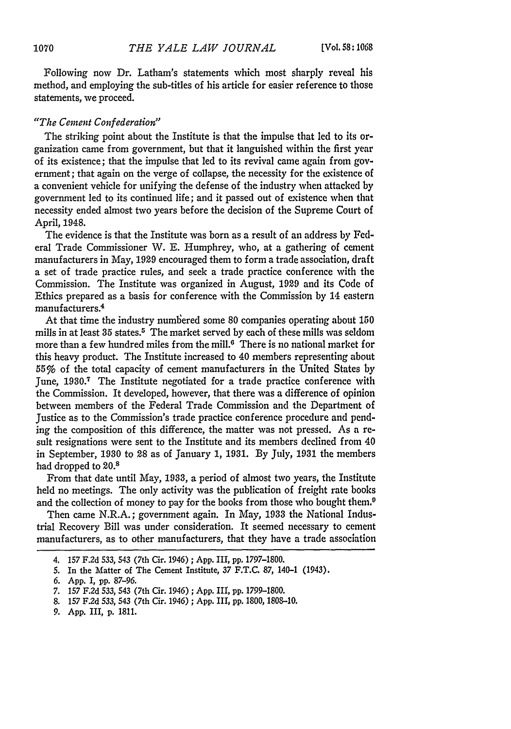Following now Dr. Latham's statements which most sharply reveal his method, and employing the sub-titles of his article for easier reference to those statements, we proceed.

### *"The Cement Confederation"*

The striking point about the Institute is that the impulse that led to its organization came from government, but that it languished within the first year of its existence; that the impulse that led to its revival came again from government; that again on the verge of collapse, the necessity for the existence of a convenient vehicle for unifying the defense of the industry when attacked by government led to its continued life; and it passed out of existence when that necessity ended almost two years before the decision of the Supreme Court of April, 1948.

The evidence is that the Institute was born as a result of an address by Federal Trade Commissioner W. E. Humphrey, who, at a gathering of cement manufacturers in May, 1929 encouraged them to form a trade association, draft a set of trade practice rules, and seek a trade practice conference with the Commission. The Institute was organized in August, 1929 and its Code of Ethics prepared as a basis for conference with the Commission by 14 eastern manufacturers.[4]

At that time the industry numbered some 80 companies operating about 150 mills in at least 35 states.[5] The market served by each of these mills was seldom more than a few hundred miles from the mill.[6] There is no national market for this heavy product. The Institute increased to 40 members representing about 55% of the total capacity of cement manufacturers in the United States by June, 1930.[7] The Institute negotiated for a trade practice conference with the Commission. It developed, however, that there was a difference of opinion between members of the Federal Trade Commission and the Department of Justice as to the Commission's trade practice conference procedure and pending the composition of this difference, the matter was not pressed. As a result resignations were sent to the Institute and its members declined from 40 in September, 1930 to 28 as of January 1, 1931. By July, 1931 the members had dropped to 20.[8]

From that date until May, 1933, a period of almost two years, the Institute held no meetings. The only activity was the publication of freight rate books and the collection of money to pay for the books from those who bought them.[9]

Then came N.R.A.; government again. In May, 1933 the National Industrial Recovery Bill was under consideration. It seemed necessary to cement manufacturers, as to other manufacturers, that they have a trade association

4. 157 F.2d 533, 543 (7th Cir. 1946); App. III, pp. 1797–1800.
5. In the Matter of The Cement Institute, 37 F.T.C. 87, 140–1 (1943).
6. App. I, pp. 87–96.
7. 157 F.2d 533, 543 (7th Cir. 1946); App. III, pp. 1799–1800.
8. 157 F.2d 533, 543 (7th Cir. 1946); App. III, pp. 1800, 1808–10.
9. App. III, p. 1811.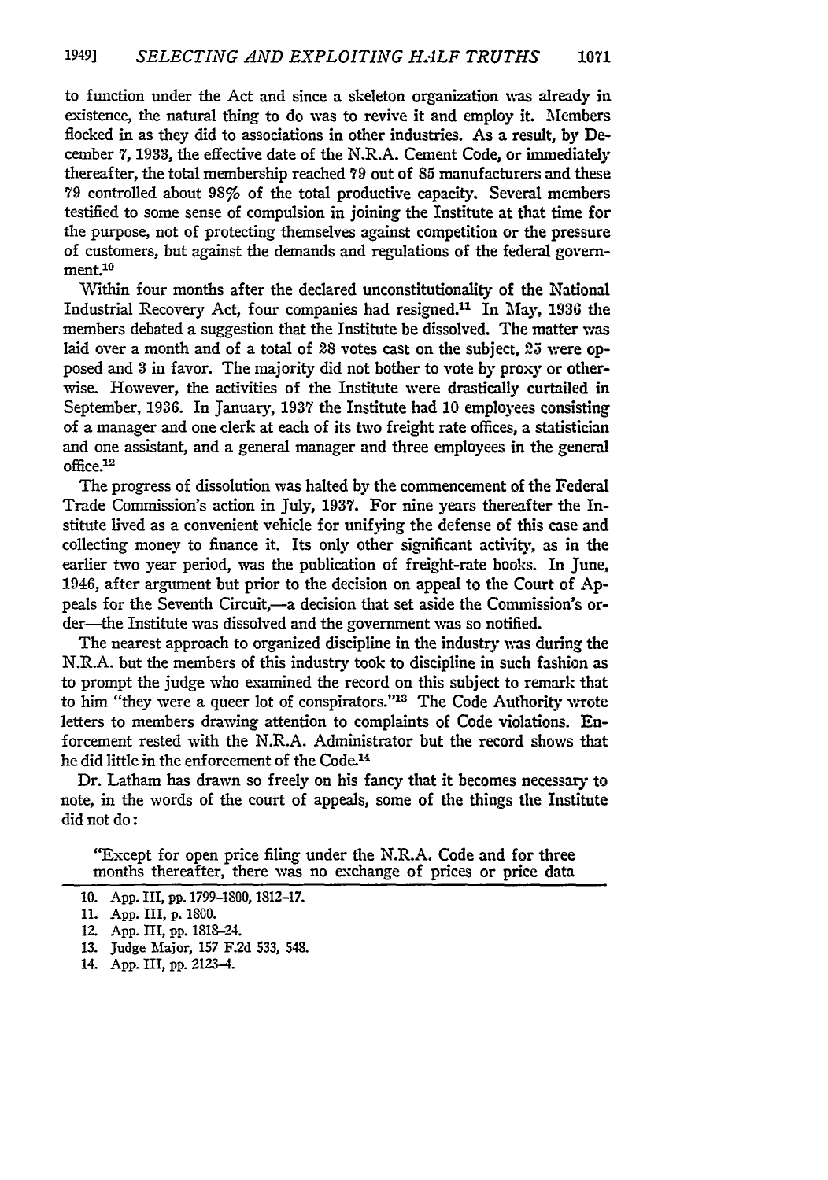to function under the Act and since a skeleton organization was already in existence, the natural thing to do was to revive it and employ it. Members flocked in as they did to associations in other industries. As a result, by December 7, 1933, the effective date of the N.R.A. Cement Code, or immediately thereafter, the total membership reached 79 out of 85 manufacturers and these 79 controlled about 98% of the total productive capacity. Several members testified to some sense of compulsion in joining the Institute at that time for the purpose, not of protecting themselves against competition or the pressure of customers, but against the demands and regulations of the federal government.[10]

Within four months after the declared unconstitutionality of the National Industrial Recovery Act, four companies had resigned.[11] In May, 1936 the members debated a suggestion that the Institute be dissolved. The matter was laid over a month and of a total of 28 votes cast on the subject, 25 were opposed and 3 in favor. The majority did not bother to vote by proxy or otherwise. However, the activities of the Institute were drastically curtailed in September, 1936. In January, 1937 the Institute had 10 employees consisting of a manager and one clerk at each of its two freight rate offices, a statistician and one assistant, and a general manager and three employees in the general office.[12]

The progress of dissolution was halted by the commencement of the Federal Trade Commission's action in July, 1937. For nine years thereafter the Institute lived as a convenient vehicle for unifying the defense of this case and collecting money to finance it. Its only other significant activity, as in the earlier two year period, was the publication of freight-rate books. In June, 1946, after argument but prior to the decision on appeal to the Court of Appeals for the Seventh Circuit,—a decision that set aside the Commission's order—the Institute was dissolved and the government was so notified.

The nearest approach to organized discipline in the industry was during the N.R.A. but the members of this industry took to discipline in such fashion as to prompt the judge who examined the record on this subject to remark that to him "they were a queer lot of conspirators."[13] The Code Authority wrote letters to members drawing attention to complaints of Code violations. Enforcement rested with the N.R.A. Administrator but the record shows that he did little in the enforcement of the Code.[14]

Dr. Latham has drawn so freely on his fancy that it becomes necessary to note, in the words of the court of appeals, some of the things the Institute did not do:

> "Except for open price filing under the N.R.A. Code and for three months thereafter, there was no exchange of prices or price data

---

10. App. III, pp. 1799–1800, 1812–17.
11. App. III, p. 1800.
12. App. III, pp. 1818–24.
13. Judge Major, 157 F.2d 533, 548.
14. App. III, pp. 2123–4.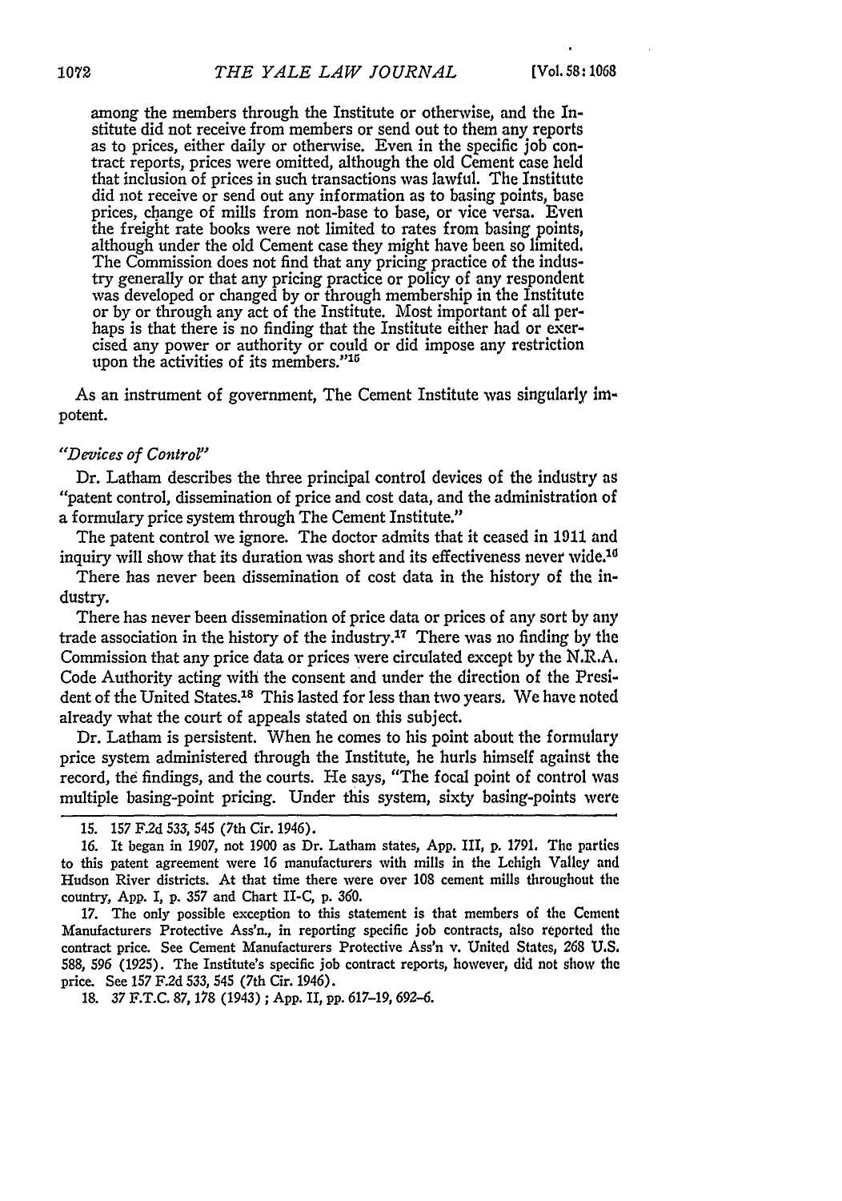among the members through the Institute or otherwise, and the Institute did not receive from members or send out to them any reports as to prices, either daily or otherwise. Even in the specific job contract reports, prices were omitted, although the old Cement case held that inclusion of prices in such transactions was lawful. The Institute did not receive or send out any information as to basing points, base prices, change of mills from non-base to base, or vice versa. Even the freight rate books were not limited to rates from basing points, although under the old Cement case they might have been so limited. The Commission does not find that any pricing practice of the industry generally or that any pricing practice or policy of any respondent was developed or changed by or through membership in the Institute or by or through any act of the Institute. Most important of all perhaps is that there is no finding that the Institute either had or exercised any power or authority or could or did impose any restriction upon the activities of its members."[15]

As an instrument of government, The Cement Institute was singularly impotent.

*"Devices of Control"*

Dr. Latham describes the three principal control devices of the industry as "patent control, dissemination of price and cost data, and the administration of a formulary price system through The Cement Institute."

The patent control we ignore. The doctor admits that it ceased in 1911 and inquiry will show that its duration was short and its effectiveness never wide.[16]

There has never been dissemination of cost data in the history of the industry.

There has never been dissemination of price data or prices of any sort by any trade association in the history of the industry.[17] There was no finding by the Commission that any price data or prices were circulated except by the N.R.A. Code Authority acting with the consent and under the direction of the President of the United States.[18] This lasted for less than two years. We have noted already what the court of appeals stated on this subject.

Dr. Latham is persistent. When he comes to his point about the formulary price system administered through the Institute, he hurls himself against the record, the findings, and the courts. He says, "The focal point of control was multiple basing-point pricing. Under this system, sixty basing-points were

15. 157 F.2d 533, 545 (7th Cir. 1946).

16. It began in 1907, not 1900 as Dr. Latham states, App. III, p. 1791. The parties to this patent agreement were 16 manufacturers with mills in the Lehigh Valley and Hudson River districts. At that time there were over 108 cement mills throughout the country, App. I, p. 357 and Chart II-C, p. 360.

17. The only possible exception to this statement is that members of the Cement Manufacturers Protective Ass'n., in reporting specific job contracts, also reported the contract price. See Cement Manufacturers Protective Ass'n v. United States, 268 U.S. 588, 596 (1925). The Institute's specific job contract reports, however, did not show the price. See 157 F.2d 533, 545 (7th Cir. 1946).

18. 37 F.T.C. 87, 178 (1943); App. II, pp. 617–19, 692–6.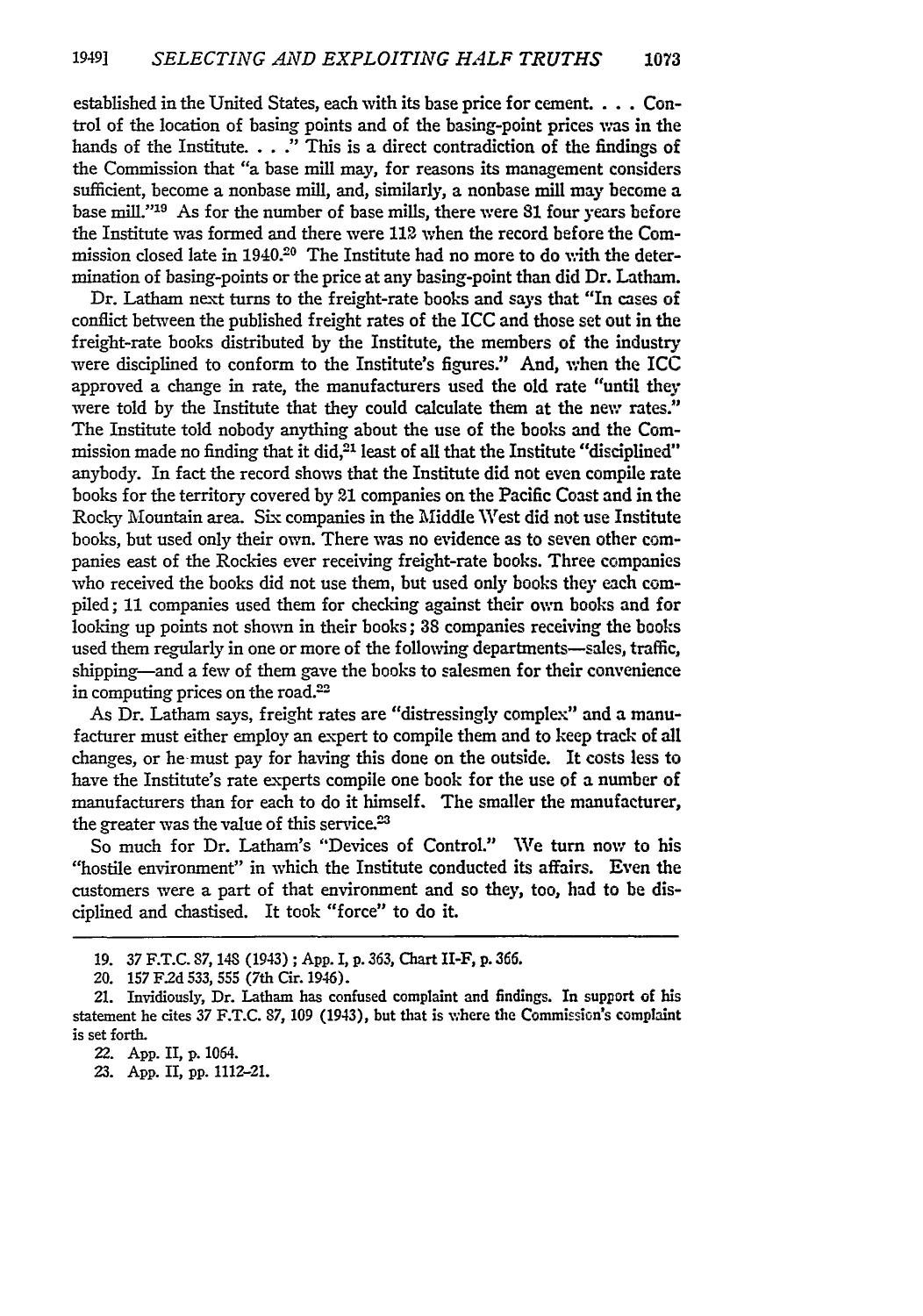established in the United States, each with its base price for cement. . . . Control of the location of basing points and of the basing-point prices was in the hands of the Institute. . . ." This is a direct contradiction of the findings of the Commission that "a base mill may, for reasons its management considers sufficient, become a nonbase mill, and, similarly, a nonbase mill may become a base mill."[19] As for the number of base mills, there were 81 four years before the Institute was formed and there were 112 when the record before the Commission closed late in 1940.[20] The Institute had no more to do with the determination of basing-points or the price at any basing-point than did Dr. Latham.

Dr. Latham next turns to the freight-rate books and says that "In cases of conflict between the published freight rates of the ICC and those set out in the freight-rate books distributed by the Institute, the members of the industry were disciplined to conform to the Institute's figures." And, when the ICC approved a change in rate, the manufacturers used the old rate "until they were told by the Institute that they could calculate them at the new rates." The Institute told nobody anything about the use of the books and the Commission made no finding that it did,[21] least of all that the Institute "disciplined" anybody. In fact the record shows that the Institute did not even compile rate books for the territory covered by 21 companies on the Pacific Coast and in the Rocky Mountain area. Six companies in the Middle West did not use Institute books, but used only their own. There was no evidence as to seven other companies east of the Rockies ever receiving freight-rate books. Three companies who received the books did not use them, but used only books they each compiled; 11 companies used them for checking against their own books and for looking up points not shown in their books; 38 companies receiving the books used them regularly in one or more of the following departments—sales, traffic, shipping—and a few of them gave the books to salesmen for their convenience in computing prices on the road.[22]

As Dr. Latham says, freight rates are "distressingly complex" and a manufacturer must either employ an expert to compile them and to keep track of all changes, or he must pay for having this done on the outside. It costs less to have the Institute's rate experts compile one book for the use of a number of manufacturers than for each to do it himself. The smaller the manufacturer, the greater was the value of this service.[23]

So much for Dr. Latham's "Devices of Control." We turn now to his "hostile environment" in which the Institute conducted its affairs. Even the customers were a part of that environment and so they, too, had to be disciplined and chastised. It took "force" to do it.

---

19. 37 F.T.C. 87, 148 (1943); App. I, p. 363, Chart II-F, p. 366.

20. 157 F.2d 533, 555 (7th Cir. 1946).

21. Invidiously, Dr. Latham has confused complaint and findings. In support of his statement he cites 37 F.T.C. 87, 109 (1943), but that is where the Commission's complaint is set forth.

22. App. II, p. 1064.

23. App. II, pp. 1112-21.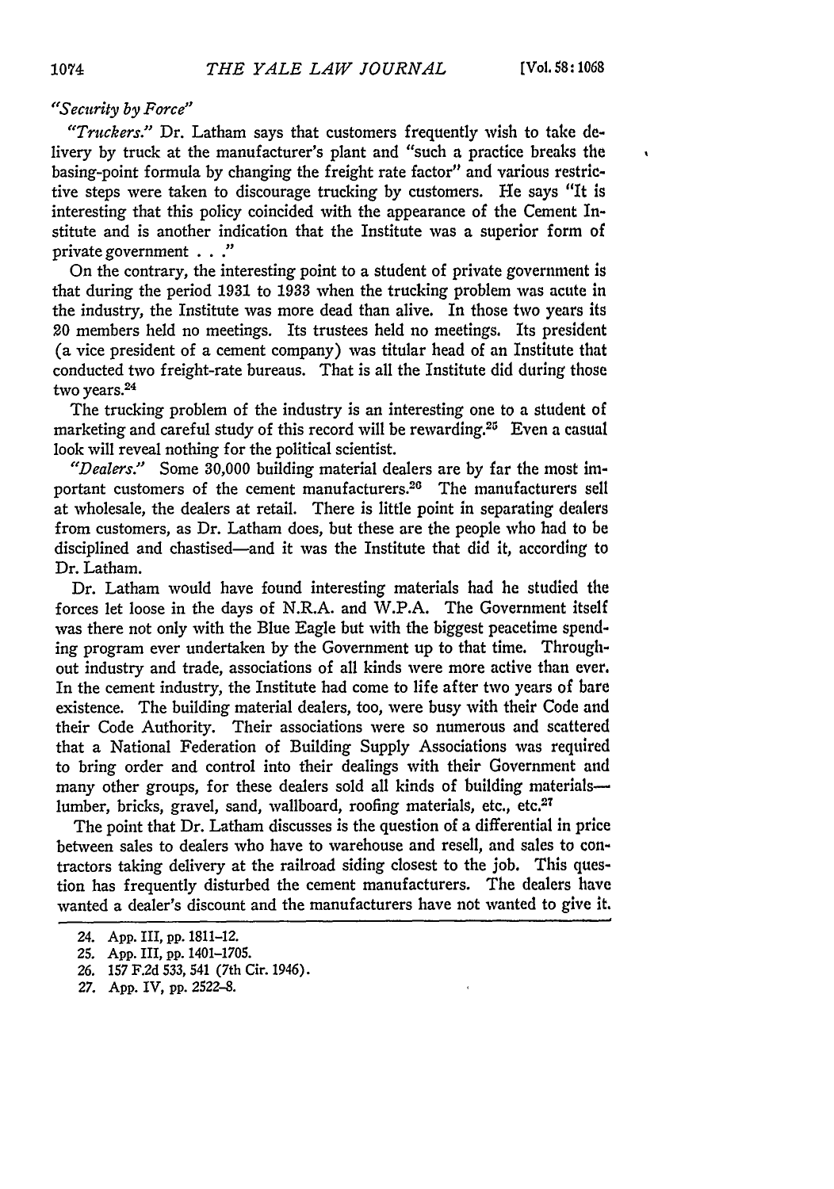*"Security by Force"*

*"Truckers."* Dr. Latham says that customers frequently wish to take delivery by truck at the manufacturer's plant and "such a practice breaks the basing-point formula by changing the freight rate factor" and various restrictive steps were taken to discourage trucking by customers. He says "It is interesting that this policy coincided with the appearance of the Cement Institute and is another indication that the Institute was a superior form of private government . . ."

On the contrary, the interesting point to a student of private government is that during the period 1931 to 1933 when the trucking problem was acute in the industry, the Institute was more dead than alive. In those two years its 20 members held no meetings. Its trustees held no meetings. Its president (a vice president of a cement company) was titular head of an Institute that conducted two freight-rate bureaus. That is all the Institute did during those two years.[24]

The trucking problem of the industry is an interesting one to a student of marketing and careful study of this record will be rewarding.[25] Even a casual look will reveal nothing for the political scientist.

*"Dealers."* Some 30,000 building material dealers are by far the most important customers of the cement manufacturers.[26] The manufacturers sell at wholesale, the dealers at retail. There is little point in separating dealers from customers, as Dr. Latham does, but these are the people who had to be disciplined and chastised—and it was the Institute that did it, according to Dr. Latham.

Dr. Latham would have found interesting materials had he studied the forces let loose in the days of N.R.A. and W.P.A. The Government itself was there not only with the Blue Eagle but with the biggest peacetime spending program ever undertaken by the Government up to that time. Throughout industry and trade, associations of all kinds were more active than ever. In the cement industry, the Institute had come to life after two years of bare existence. The building material dealers, too, were busy with their Code and their Code Authority. Their associations were so numerous and scattered that a National Federation of Building Supply Associations was required to bring order and control into their dealings with their Government and many other groups, for these dealers sold all kinds of building materials—lumber, bricks, gravel, sand, wallboard, roofing materials, etc., etc.[27]

The point that Dr. Latham discusses is the question of a differential in price between sales to dealers who have to warehouse and resell, and sales to contractors taking delivery at the railroad siding closest to the job. This question has frequently disturbed the cement manufacturers. The dealers have wanted a dealer's discount and the manufacturers have not wanted to give it.

24. App. III, pp. 1811–12.

25. App. III, pp. 1401–1705.

26. 157 F.2d 533, 541 (7th Cir. 1946).

27. App. IV, pp. 2522–8.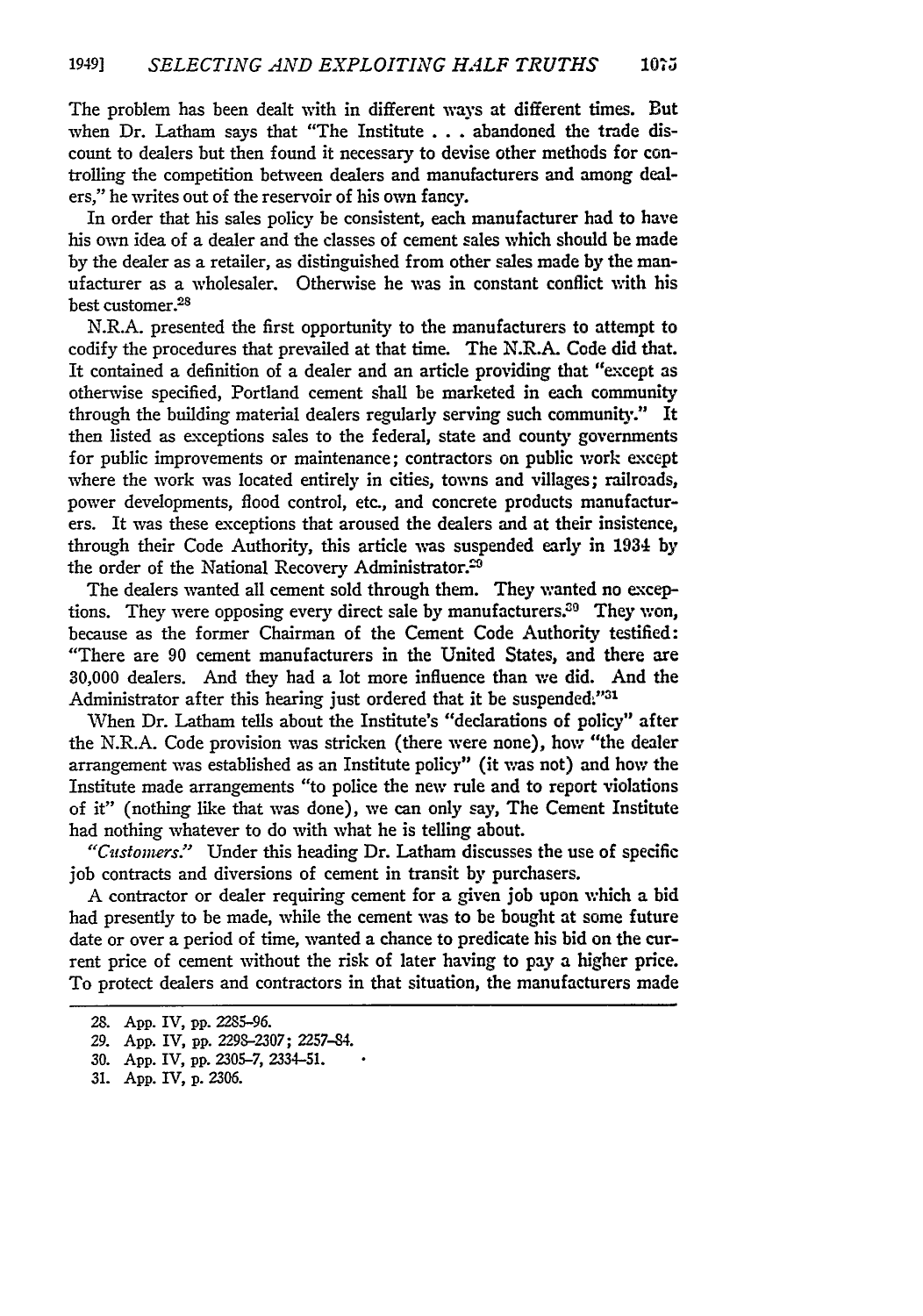The problem has been dealt with in different ways at different times. But when Dr. Latham says that "The Institute . . . abandoned the trade discount to dealers but then found it necessary to devise other methods for controlling the competition between dealers and manufacturers and among dealers," he writes out of the reservoir of his own fancy.

In order that his sales policy be consistent, each manufacturer had to have his own idea of a dealer and the classes of cement sales which should be made by the dealer as a retailer, as distinguished from other sales made by the manufacturer as a wholesaler. Otherwise he was in constant conflict with his best customer.[28]

N.R.A. presented the first opportunity to the manufacturers to attempt to codify the procedures that prevailed at that time. The N.R.A. Code did that. It contained a definition of a dealer and an article providing that "except as otherwise specified, Portland cement shall be marketed in each community through the building material dealers regularly serving such community." It then listed as exceptions sales to the federal, state and county governments for public improvements or maintenance; contractors on public work except where the work was located entirely in cities, towns and villages; railroads, power developments, flood control, etc., and concrete products manufacturers. It was these exceptions that aroused the dealers and at their insistence, through their Code Authority, this article was suspended early in 1934 by the order of the National Recovery Administrator.[29]

The dealers wanted all cement sold through them. They wanted no exceptions. They were opposing every direct sale by manufacturers.[30] They won, because as the former Chairman of the Cement Code Authority testified: "There are 90 cement manufacturers in the United States, and there are 30,000 dealers. And they had a lot more influence than we did. And the Administrator after this hearing just ordered that it be suspended."[31]

When Dr. Latham tells about the Institute's "declarations of policy" after the N.R.A. Code provision was stricken (there were none), how "the dealer arrangement was established as an Institute policy" (it was not) and how the Institute made arrangements "to police the new rule and to report violations of it" (nothing like that was done), we can only say, The Cement Institute had nothing whatever to do with what he is telling about.

*"Customers."* Under this heading Dr. Latham discusses the use of specific job contracts and diversions of cement in transit by purchasers.

A contractor or dealer requiring cement for a given job upon which a bid had presently to be made, while the cement was to be bought at some future date or over a period of time, wanted a chance to predicate his bid on the current price of cement without the risk of later having to pay a higher price. To protect dealers and contractors in that situation, the manufacturers made

---

28. App. IV, pp. 2285–96.
29. App. IV, pp. 2298–2307; 2257–84.
30. App. IV, pp. 2305–7, 2334–51.
31. App. IV, p. 2306.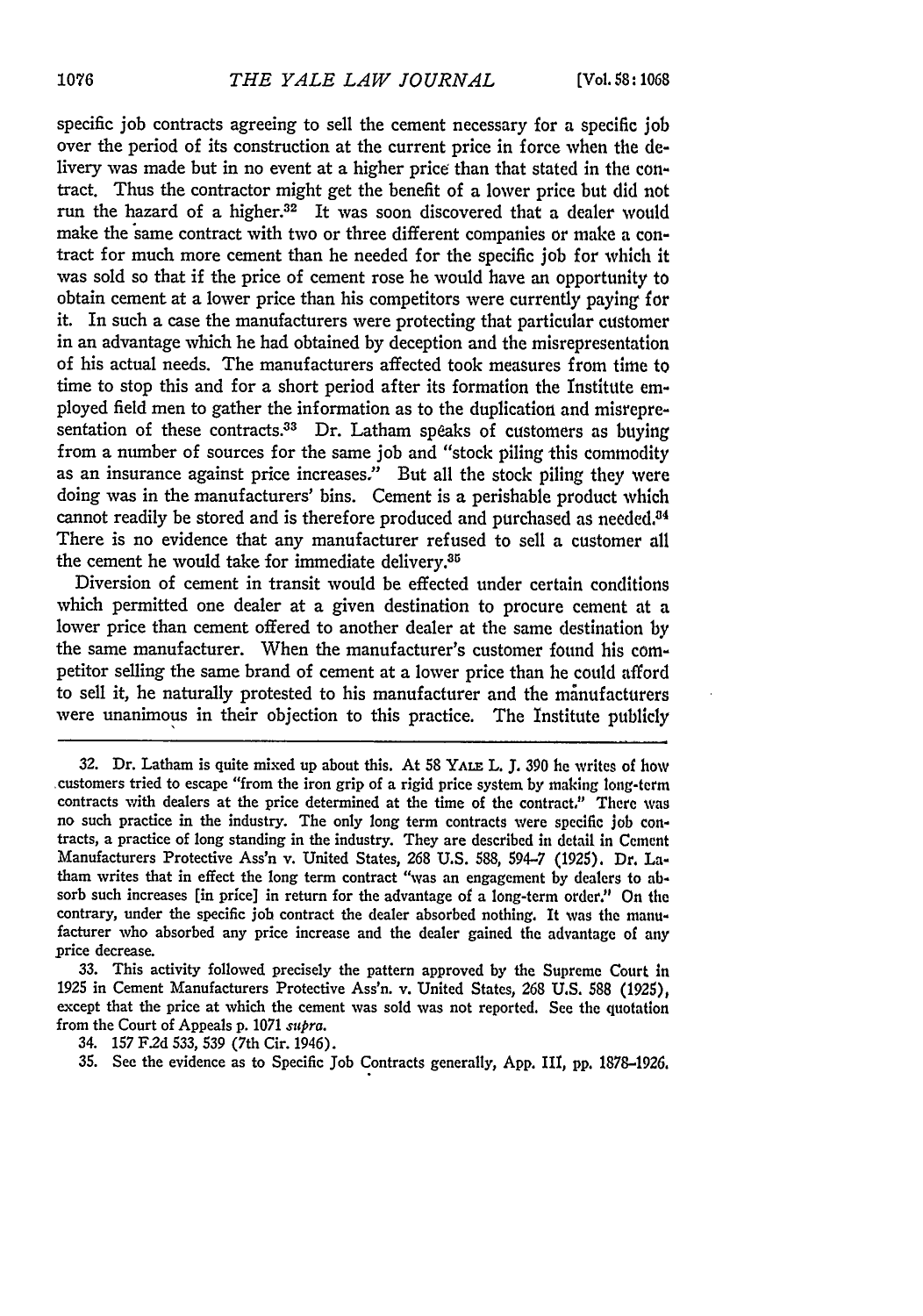specific job contracts agreeing to sell the cement necessary for a specific job over the period of its construction at the current price in force when the delivery was made but in no event at a higher price than that stated in the contract. Thus the contractor might get the benefit of a lower price but did not run the hazard of a higher.[32] It was soon discovered that a dealer would make the same contract with two or three different companies or make a contract for much more cement than he needed for the specific job for which it was sold so that if the price of cement rose he would have an opportunity to obtain cement at a lower price than his competitors were currently paying for it. In such a case the manufacturers were protecting that particular customer in an advantage which he had obtained by deception and the misrepresentation of his actual needs. The manufacturers affected took measures from time to time to stop this and for a short period after its formation the Institute employed field men to gather the information as to the duplication and misrepresentation of these contracts.[33] Dr. Latham speaks of customers as buying from a number of sources for the same job and "stock piling this commodity as an insurance against price increases." But all the stock piling they were doing was in the manufacturers' bins. Cement is a perishable product which cannot readily be stored and is therefore produced and purchased as needed.[34] There is no evidence that any manufacturer refused to sell a customer all the cement he would take for immediate delivery.[35]

Diversion of cement in transit would be effected under certain conditions which permitted one dealer at a given destination to procure cement at a lower price than cement offered to another dealer at the same destination by the same manufacturer. When the manufacturer's customer found his competitor selling the same brand of cement at a lower price than he could afford to sell it, he naturally protested to his manufacturer and the manufacturers were unanimous in their objection to this practice. The Institute publicly

---

32. Dr. Latham is quite mixed up about this. At 58 YALE L. J. 390 he writes of how customers tried to escape "from the iron grip of a rigid price system by making long-term contracts with dealers at the price determined at the time of the contract." There was no such practice in the industry. The only long term contracts were specific job contracts, a practice of long standing in the industry. They are described in detail in Cement Manufacturers Protective Ass'n v. United States, 268 U.S. 588, 594-7 (1925). Dr. Latham writes that in effect the long term contract "was an engagement by dealers to absorb such increases [in price] in return for the advantage of a long-term order." On the contrary, under the specific job contract the dealer absorbed nothing. It was the manufacturer who absorbed any price increase and the dealer gained the advantage of any price decrease.

33. This activity followed precisely the pattern approved by the Supreme Court in 1925 in Cement Manufacturers Protective Ass'n. v. United States, 268 U.S. 588 (1925), except that the price at which the cement was sold was not reported. See the quotation from the Court of Appeals p. 1071 *supra*.

34. 157 F.2d 533, 539 (7th Cir. 1946).

35. See the evidence as to Specific Job Contracts generally, App. III, pp. 1878-1926.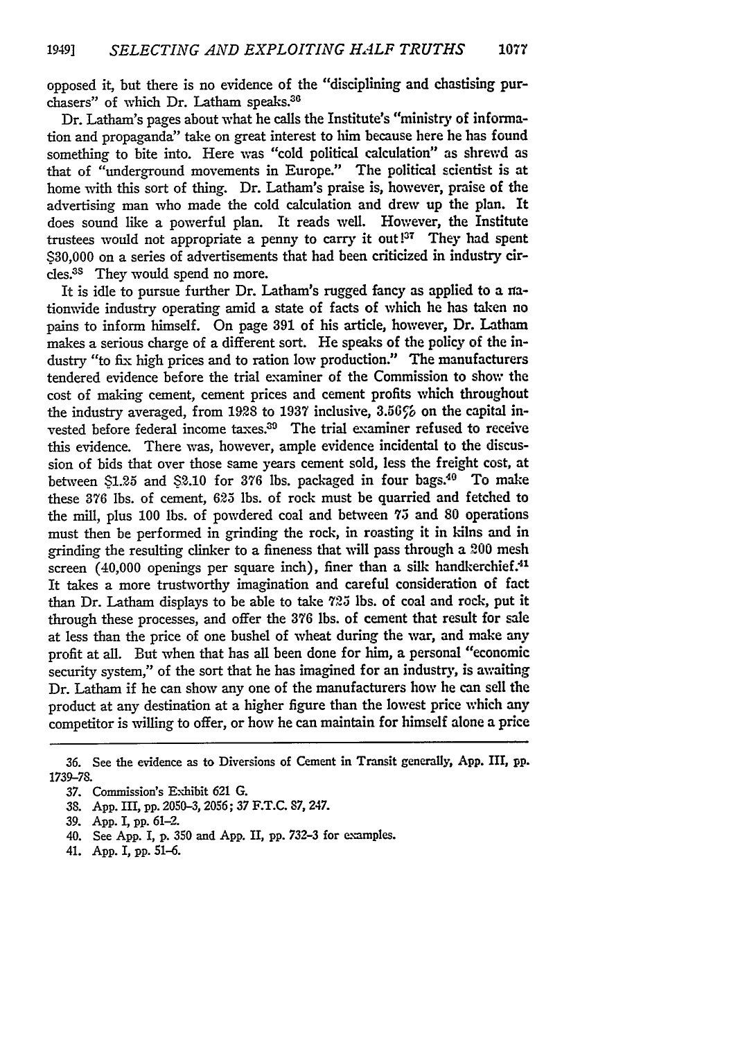opposed it, but there is no evidence of the "disciplining and chastising purchasers" of which Dr. Latham speaks.[36]

Dr. Latham's pages about what he calls the Institute's "ministry of information and propaganda" take on great interest to him because here he has found something to bite into. Here was "cold political calculation" as shrewd as that of "underground movements in Europe." The political scientist is at home with this sort of thing. Dr. Latham's praise is, however, praise of the advertising man who made the cold calculation and drew up the plan. It does sound like a powerful plan. It reads well. However, the Institute trustees would not appropriate a penny to carry it out![37] They had spent $30,000 on a series of advertisements that had been criticized in industry circles.[38] They would spend no more.

It is idle to pursue further Dr. Latham's rugged fancy as applied to a nationwide industry operating amid a state of facts of which he has taken no pains to inform himself. On page 391 of his article, however, Dr. Latham makes a serious charge of a different sort. He speaks of the policy of the industry "to fix high prices and to ration low production." The manufacturers tendered evidence before the trial examiner of the Commission to show the cost of making cement, cement prices and cement profits which throughout the industry averaged, from 1928 to 1937 inclusive, 3.56% on the capital invested before federal income taxes.[39] The trial examiner refused to receive this evidence. There was, however, ample evidence incidental to the discussion of bids that over those same years cement sold, less the freight cost, at between $1.25 and $2.10 for 376 lbs. packaged in four bags.[40] To make these 376 lbs. of cement, 625 lbs. of rock must be quarried and fetched to the mill, plus 100 lbs. of powdered coal and between 75 and 80 operations must then be performed in grinding the rock, in roasting it in kilns and in grinding the resulting clinker to a fineness that will pass through a 200 mesh screen (40,000 openings per square inch), finer than a silk handkerchief.[41] It takes a more trustworthy imagination and careful consideration of fact than Dr. Latham displays to be able to take 725 lbs. of coal and rock, put it through these processes, and offer the 376 lbs. of cement that result for sale at less than the price of one bushel of wheat during the war, and make any profit at all. But when that has all been done for him, a personal "economic security system," of the sort that he has imagined for an industry, is awaiting Dr. Latham if he can show any one of the manufacturers how he can sell the product at any destination at a higher figure than the lowest price which any competitor is willing to offer, or how he can maintain for himself alone a price

---

36. See the evidence as to Diversions of Cement in Transit generally, App. III, pp. 1739–78.

37. Commission's Exhibit 621 G.

38. App. III, pp. 2050–3, 2056; 37 F.T.C. 87, 247.

39. App. I, pp. 61–2.

40. See App. I, p. 350 and App. II, pp. 732–3 for examples.

41. App. I, pp. 51–6.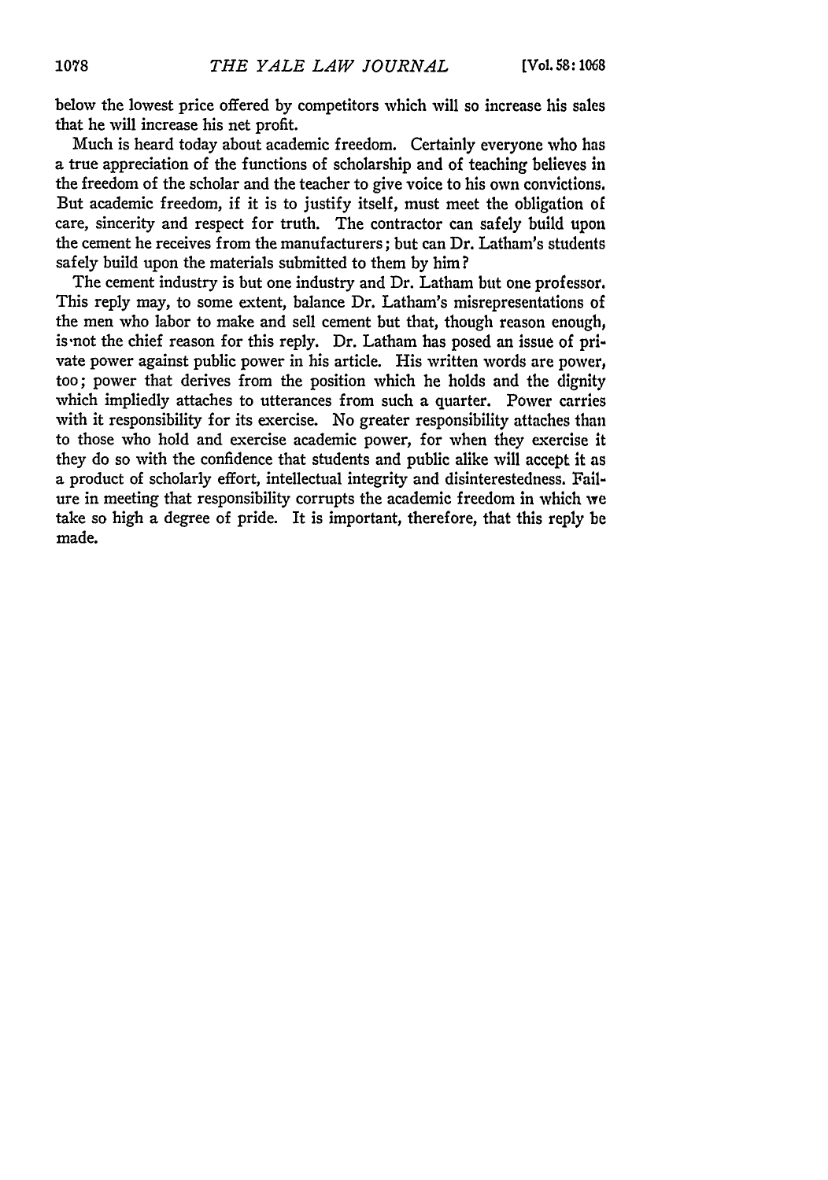below the lowest price offered by competitors which will so increase his sales that he will increase his net profit.

Much is heard today about academic freedom. Certainly everyone who has a true appreciation of the functions of scholarship and of teaching believes in the freedom of the scholar and the teacher to give voice to his own convictions. But academic freedom, if it is to justify itself, must meet the obligation of care, sincerity and respect for truth. The contractor can safely build upon the cement he receives from the manufacturers; but can Dr. Latham's students safely build upon the materials submitted to them by him?

The cement industry is but one industry and Dr. Latham but one professor. This reply may, to some extent, balance Dr. Latham's misrepresentations of the men who labor to make and sell cement but that, though reason enough, is not the chief reason for this reply. Dr. Latham has posed an issue of private power against public power in his article. His written words are power, too; power that derives from the position which he holds and the dignity which impliedly attaches to utterances from such a quarter. Power carries with it responsibility for its exercise. No greater responsibility attaches than to those who hold and exercise academic power, for when they exercise it they do so with the confidence that students and public alike will accept it as a product of scholarly effort, intellectual integrity and disinterestedness. Failure in meeting that responsibility corrupts the academic freedom in which we take so high a degree of pride. It is important, therefore, that this reply be made.